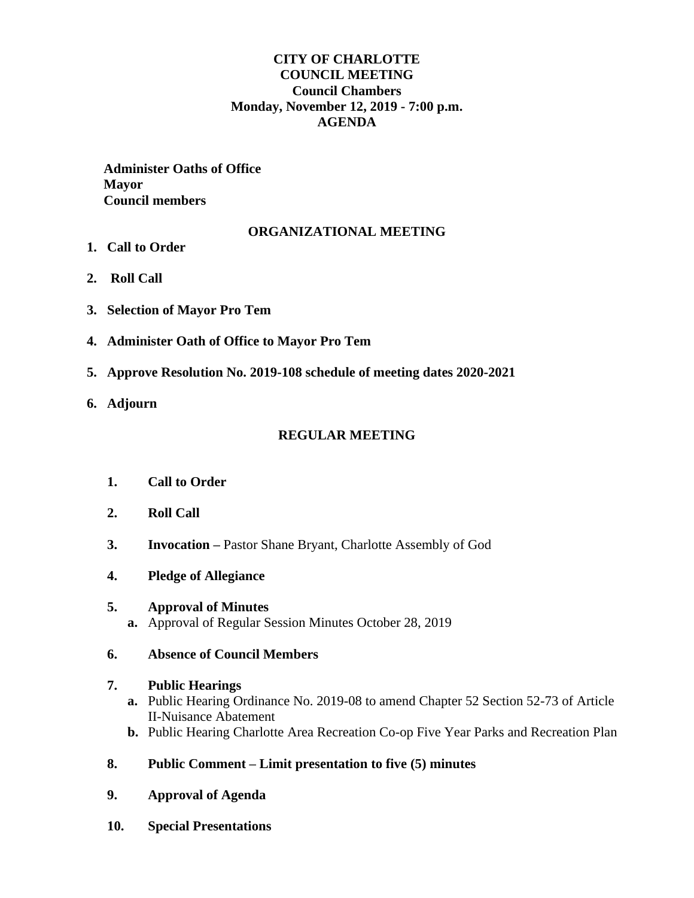# CITY OF CHARLOTTE
# COUNCIL MEETING
## Council Chambers
## Monday, November 12, 2019 - 7:00 p.m.
## AGENDA

**Administer Oaths of Office**
**Mayor**
**Council members**

## ORGANIZATIONAL MEETING

1. **Call to Order**
2. **Roll Call**
3. **Selection of Mayor Pro Tem**
4. **Administer Oath of Office to Mayor Pro Tem**
5. **Approve Resolution No. 2019-108 schedule of meeting dates 2020-2021**
6. **Adjourn**

## REGULAR MEETING

1. **Call to Order**
2. **Roll Call**
3. **Invocation –** Pastor Shane Bryant, Charlotte Assembly of God
4. **Pledge of Allegiance**
5. **Approval of Minutes**
   - **a.** Approval of Regular Session Minutes October 28, 2019
6. **Absence of Council Members**
7. **Public Hearings**
   - **a.** Public Hearing Ordinance No. 2019-08 to amend Chapter 52 Section 52-73 of Article II-Nuisance Abatement
   - **b.** Public Hearing Charlotte Area Recreation Co-op Five Year Parks and Recreation Plan
8. **Public Comment – Limit presentation to five (5) minutes**
9. **Approval of Agenda**
10. **Special Presentations**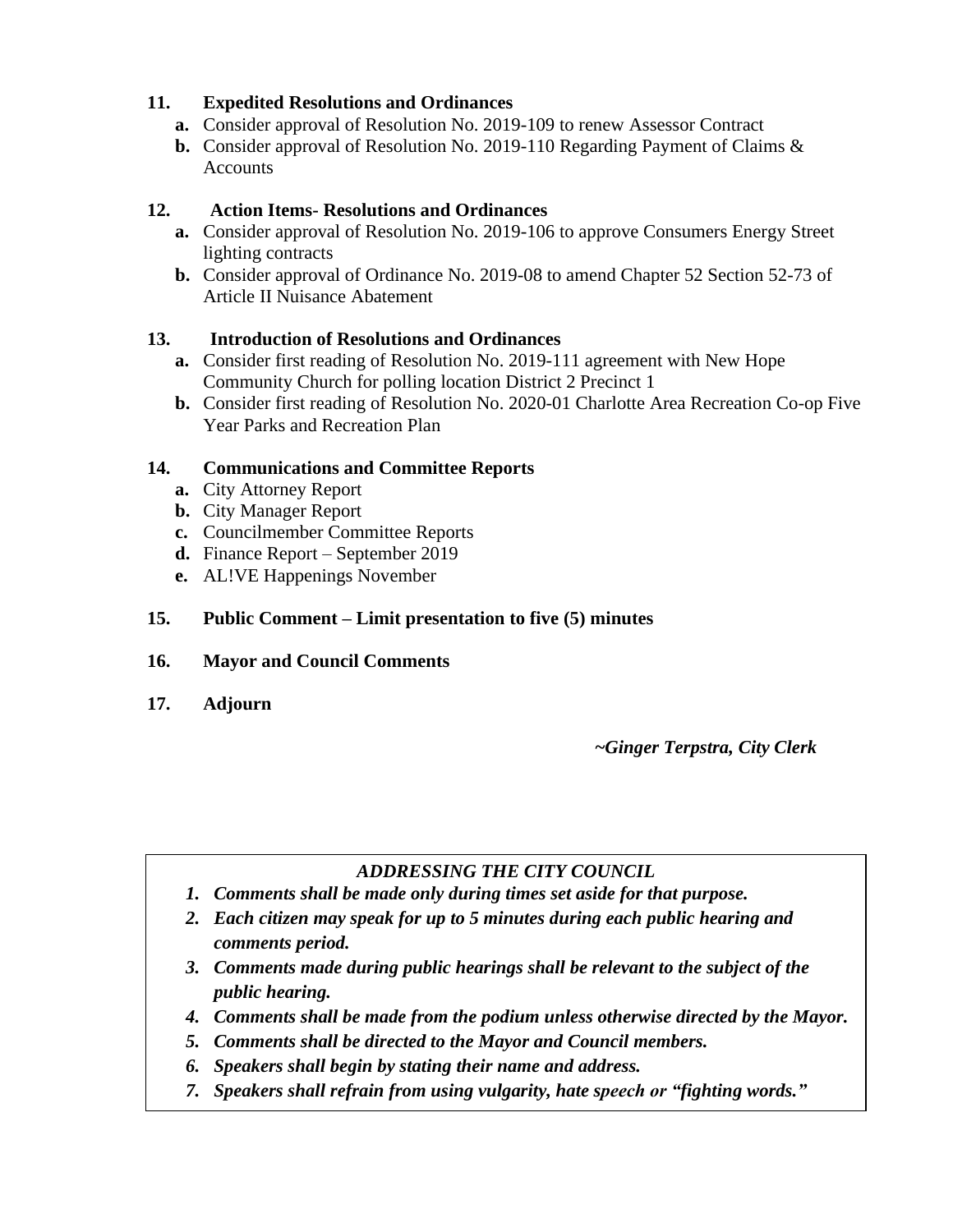**11. Expedited Resolutions and Ordinances**

- **a.** Consider approval of Resolution No. 2019-109 to renew Assessor Contract
- **b.** Consider approval of Resolution No. 2019-110 Regarding Payment of Claims & Accounts

**12. Action Items- Resolutions and Ordinances**

- **a.** Consider approval of Resolution No. 2019-106 to approve Consumers Energy Street lighting contracts
- **b.** Consider approval of Ordinance No. 2019-08 to amend Chapter 52 Section 52-73 of Article II Nuisance Abatement

**13. Introduction of Resolutions and Ordinances**

- **a.** Consider first reading of Resolution No. 2019-111 agreement with New Hope Community Church for polling location District 2 Precinct 1
- **b.** Consider first reading of Resolution No. 2020-01 Charlotte Area Recreation Co-op Five Year Parks and Recreation Plan

**14. Communications and Committee Reports**

- **a.** City Attorney Report
- **b.** City Manager Report
- **c.** Councilmember Committee Reports
- **d.** Finance Report – September 2019
- **e.** AL!VE Happenings November

**15. Public Comment – Limit presentation to five (5) minutes**

**16. Mayor and Council Comments**

**17. Adjourn**

***~Ginger Terpstra, City Clerk***

*ADDRESSING THE CITY COUNCIL*

1. ***Comments shall be made only during times set aside for that purpose.***
2. ***Each citizen may speak for up to 5 minutes during each public hearing and comments period.***
3. ***Comments made during public hearings shall be relevant to the subject of the public hearing.***
4. ***Comments shall be made from the podium unless otherwise directed by the Mayor.***
5. ***Comments shall be directed to the Mayor and Council members.***
6. ***Speakers shall begin by stating their name and address.***
7. ***Speakers shall refrain from using vulgarity, hate speech or "fighting words."***